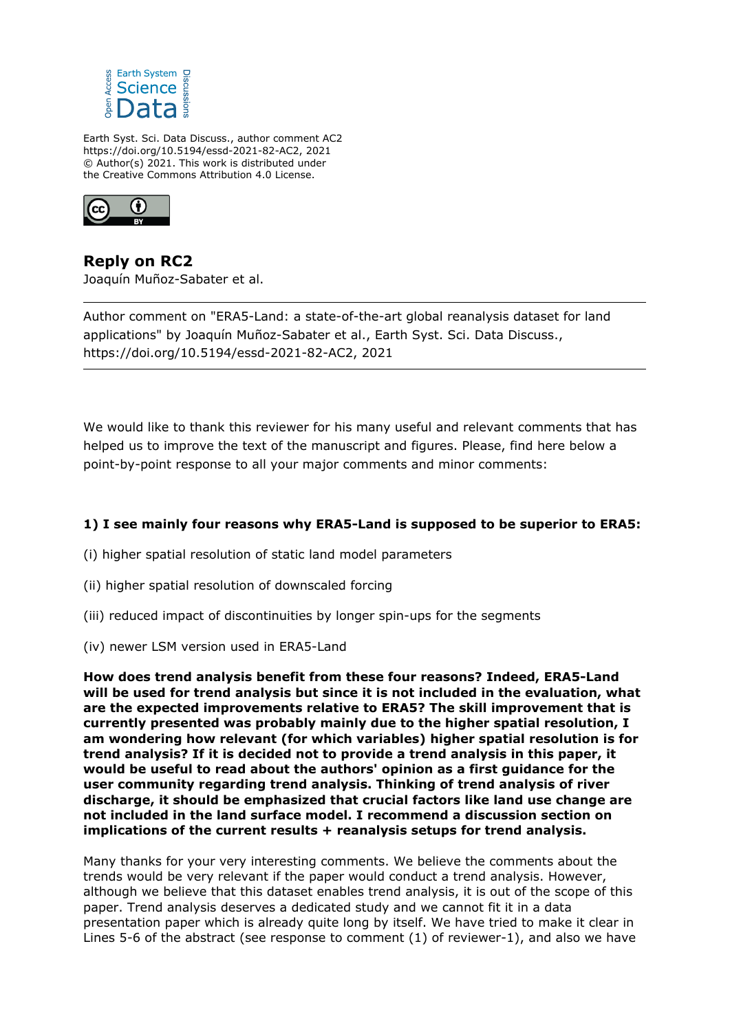Earth Syst. Sci. Data Discuss., author comment AC2
https://doi.org/10.5194/essd-2021-82-AC2, 2021
© Author(s) 2021. This work is distributed under
the Creative Commons Attribution 4.0 License.

## Reply on RC2

Joaquín Muñoz-Sabater et al.

---

Author comment on "ERA5-Land: a state-of-the-art global reanalysis dataset for land applications" by Joaquín Muñoz-Sabater et al., Earth Syst. Sci. Data Discuss., https://doi.org/10.5194/essd-2021-82-AC2, 2021

---

We would like to thank this reviewer for his many useful and relevant comments that has helped us to improve the text of the manuscript and figures. Please, find here below a point-by-point response to all your major comments and minor comments:

**1) I see mainly four reasons why ERA5-Land is supposed to be superior to ERA5:**

(i) higher spatial resolution of static land model parameters

(ii) higher spatial resolution of downscaled forcing

(iii) reduced impact of discontinuities by longer spin-ups for the segments

(iv) newer LSM version used in ERA5-Land

**How does trend analysis benefit from these four reasons? Indeed, ERA5-Land will be used for trend analysis but since it is not included in the evaluation, what are the expected improvements relative to ERA5? The skill improvement that is currently presented was probably mainly due to the higher spatial resolution, I am wondering how relevant (for which variables) higher spatial resolution is for trend analysis? If it is decided not to provide a trend analysis in this paper, it would be useful to read about the authors' opinion as a first guidance for the user community regarding trend analysis. Thinking of trend analysis of river discharge, it should be emphasized that crucial factors like land use change are not included in the land surface model. I recommend a discussion section on implications of the current results + reanalysis setups for trend analysis.**

Many thanks for your very interesting comments. We believe the comments about the trends would be very relevant if the paper would conduct a trend analysis. However, although we believe that this dataset enables trend analysis, it is out of the scope of this paper. Trend analysis deserves a dedicated study and we cannot fit it in a data presentation paper which is already quite long by itself. We have tried to make it clear in Lines 5-6 of the abstract (see response to comment (1) of reviewer-1), and also we have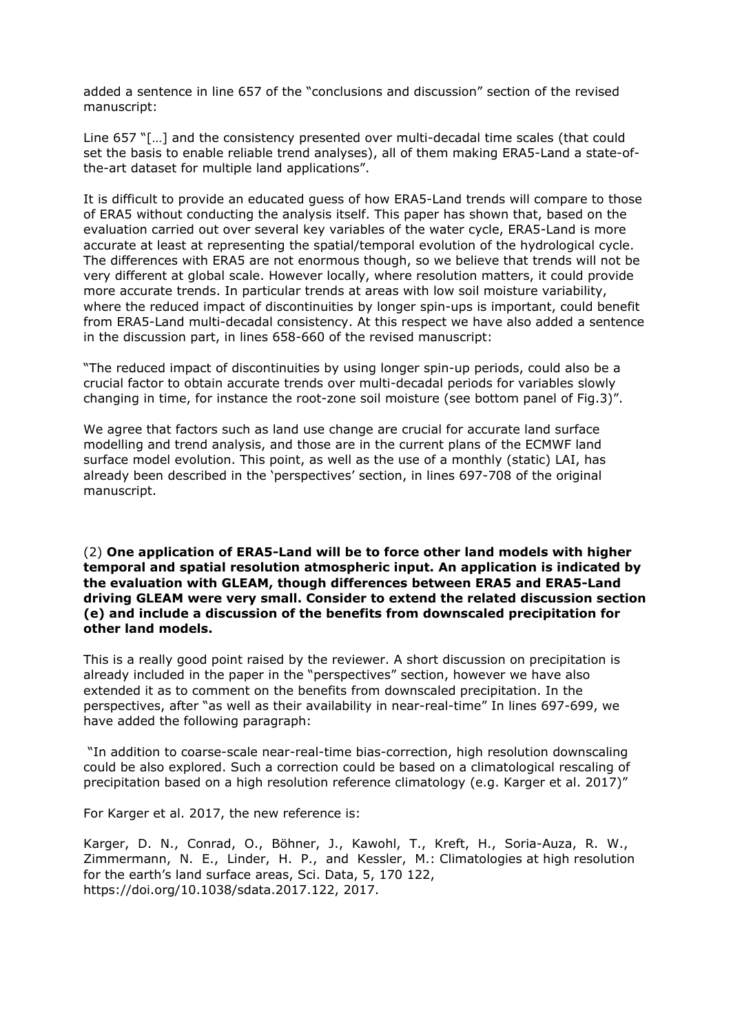added a sentence in line 657 of the “conclusions and discussion” section of the revised manuscript:

Line 657 “[…] and the consistency presented over multi-decadal time scales (that could set the basis to enable reliable trend analyses), all of them making ERA5-Land a state-of-the-art dataset for multiple land applications”.

It is difficult to provide an educated guess of how ERA5-Land trends will compare to those of ERA5 without conducting the analysis itself. This paper has shown that, based on the evaluation carried out over several key variables of the water cycle, ERA5-Land is more accurate at least at representing the spatial/temporal evolution of the hydrological cycle. The differences with ERA5 are not enormous though, so we believe that trends will not be very different at global scale. However locally, where resolution matters, it could provide more accurate trends. In particular trends at areas with low soil moisture variability, where the reduced impact of discontinuities by longer spin-ups is important, could benefit from ERA5-Land multi-decadal consistency. At this respect we have also added a sentence in the discussion part, in lines 658-660 of the revised manuscript:

“The reduced impact of discontinuities by using longer spin-up periods, could also be a crucial factor to obtain accurate trends over multi-decadal periods for variables slowly changing in time, for instance the root-zone soil moisture (see bottom panel of Fig.3)”.

We agree that factors such as land use change are crucial for accurate land surface modelling and trend analysis, and those are in the current plans of the ECMWF land surface model evolution. This point, as well as the use of a monthly (static) LAI, has already been described in the ‘perspectives’ section, in lines 697-708 of the original manuscript.

(2) **One application of ERA5-Land will be to force other land models with higher temporal and spatial resolution atmospheric input. An application is indicated by the evaluation with GLEAM, though differences between ERA5 and ERA5-Land driving GLEAM were very small. Consider to extend the related discussion section (e) and include a discussion of the benefits from downscaled precipitation for other land models.**

This is a really good point raised by the reviewer. A short discussion on precipitation is already included in the paper in the “perspectives” section, however we have also extended it as to comment on the benefits from downscaled precipitation. In the perspectives, after “as well as their availability in near-real-time” In lines 697-699, we have added the following paragraph:

“In addition to coarse-scale near-real-time bias-correction, high resolution downscaling could be also explored. Such a correction could be based on a climatological rescaling of precipitation based on a high resolution reference climatology (e.g. Karger et al. 2017)”

For Karger et al. 2017, the new reference is:

Karger, D. N., Conrad, O., Böhner, J., Kawohl, T., Kreft, H., Soria-Auza, R. W., Zimmermann, N. E., Linder, H. P., and Kessler, M.: Climatologies at high resolution for the earth’s land surface areas, Sci. Data, 5, 170 122, https://doi.org/10.1038/sdata.2017.122, 2017.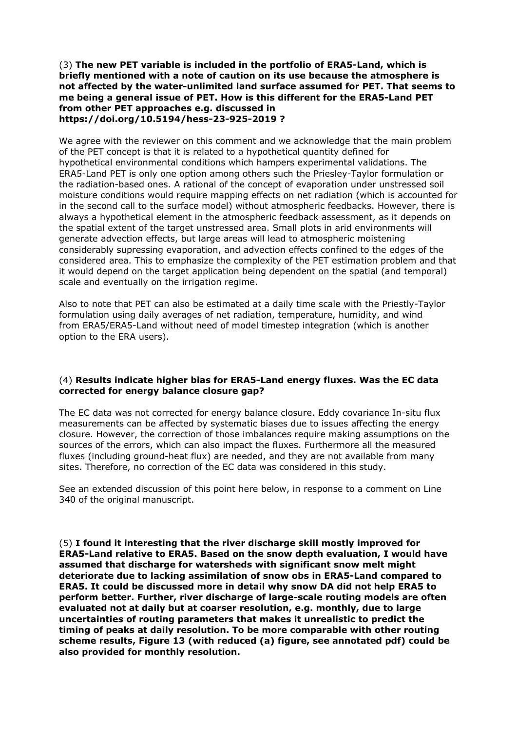(3) **The new PET variable is included in the portfolio of ERA5-Land, which is briefly mentioned with a note of caution on its use because the atmosphere is not affected by the water-unlimited land surface assumed for PET. That seems to me being a general issue of PET. How is this different for the ERA5-Land PET from other PET approaches e.g. discussed in https://doi.org/10.5194/hess-23-925-2019 ?**

We agree with the reviewer on this comment and we acknowledge that the main problem of the PET concept is that it is related to a hypothetical quantity defined for hypothetical environmental conditions which hampers experimental validations. The ERA5-Land PET is only one option among others such the Priesley-Taylor formulation or the radiation-based ones. A rational of the concept of evaporation under unstressed soil moisture conditions would require mapping effects on net radiation (which is accounted for in the second call to the surface model) without atmospheric feedbacks. However, there is always a hypothetical element in the atmospheric feedback assessment, as it depends on the spatial extent of the target unstressed area. Small plots in arid environments will generate advection effects, but large areas will lead to atmospheric moistening considerably supressing evaporation, and advection effects confined to the edges of the considered area. This to emphasize the complexity of the PET estimation problem and that it would depend on the target application being dependent on the spatial (and temporal) scale and eventually on the irrigation regime.

Also to note that PET can also be estimated at a daily time scale with the Priestly-Taylor formulation using daily averages of net radiation, temperature, humidity, and wind from ERA5/ERA5-Land without need of model timestep integration (which is another option to the ERA users).

(4) **Results indicate higher bias for ERA5-Land energy fluxes. Was the EC data corrected for energy balance closure gap?**

The EC data was not corrected for energy balance closure. Eddy covariance In-situ flux measurements can be affected by systematic biases due to issues affecting the energy closure. However, the correction of those imbalances require making assumptions on the sources of the errors, which can also impact the fluxes. Furthermore all the measured fluxes (including ground-heat flux) are needed, and they are not available from many sites. Therefore, no correction of the EC data was considered in this study.

See an extended discussion of this point here below, in response to a comment on Line 340 of the original manuscript.

(5) **I found it interesting that the river discharge skill mostly improved for ERA5-Land relative to ERA5. Based on the snow depth evaluation, I would have assumed that discharge for watersheds with significant snow melt might deteriorate due to lacking assimilation of snow obs in ERA5-Land compared to ERA5. It could be discussed more in detail why snow DA did not help ERA5 to perform better. Further, river discharge of large-scale routing models are often evaluated not at daily but at coarser resolution, e.g. monthly, due to large uncertainties of routing parameters that makes it unrealistic to predict the timing of peaks at daily resolution. To be more comparable with other routing scheme results, Figure 13 (with reduced (a) figure, see annotated pdf) could be also provided for monthly resolution.**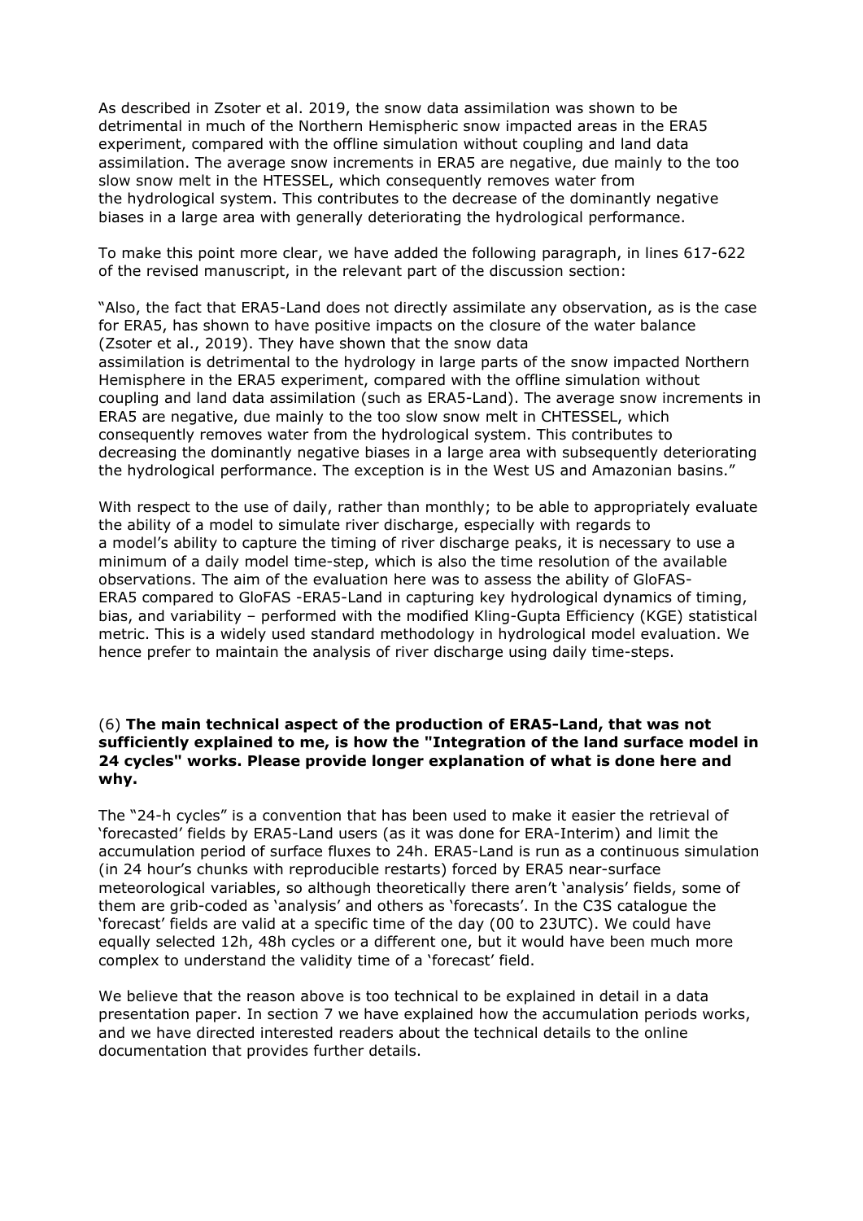As described in Zsoter et al. 2019, the snow data assimilation was shown to be detrimental in much of the Northern Hemispheric snow impacted areas in the ERA5 experiment, compared with the offline simulation without coupling and land data assimilation. The average snow increments in ERA5 are negative, due mainly to the too slow snow melt in the HTESSEL, which consequently removes water from the hydrological system. This contributes to the decrease of the dominantly negative biases in a large area with generally deteriorating the hydrological performance.

To make this point more clear, we have added the following paragraph, in lines 617-622 of the revised manuscript, in the relevant part of the discussion section:

"Also, the fact that ERA5-Land does not directly assimilate any observation, as is the case for ERA5, has shown to have positive impacts on the closure of the water balance (Zsoter et al., 2019). They have shown that the snow data assimilation is detrimental to the hydrology in large parts of the snow impacted Northern Hemisphere in the ERA5 experiment, compared with the offline simulation without coupling and land data assimilation (such as ERA5-Land). The average snow increments in ERA5 are negative, due mainly to the too slow snow melt in CHTESSEL, which consequently removes water from the hydrological system. This contributes to decreasing the dominantly negative biases in a large area with subsequently deteriorating the hydrological performance. The exception is in the West US and Amazonian basins."

With respect to the use of daily, rather than monthly; to be able to appropriately evaluate the ability of a model to simulate river discharge, especially with regards to a model's ability to capture the timing of river discharge peaks, it is necessary to use a minimum of a daily model time-step, which is also the time resolution of the available observations. The aim of the evaluation here was to assess the ability of GloFAS-ERA5 compared to GloFAS -ERA5-Land in capturing key hydrological dynamics of timing, bias, and variability – performed with the modified Kling-Gupta Efficiency (KGE) statistical metric. This is a widely used standard methodology in hydrological model evaluation. We hence prefer to maintain the analysis of river discharge using daily time-steps.

(6) **The main technical aspect of the production of ERA5-Land, that was not sufficiently explained to me, is how the "Integration of the land surface model in 24 cycles" works. Please provide longer explanation of what is done here and why.**

The "24-h cycles" is a convention that has been used to make it easier the retrieval of 'forecasted' fields by ERA5-Land users (as it was done for ERA-Interim) and limit the accumulation period of surface fluxes to 24h. ERA5-Land is run as a continuous simulation (in 24 hour's chunks with reproducible restarts) forced by ERA5 near-surface meteorological variables, so although theoretically there aren't 'analysis' fields, some of them are grib-coded as 'analysis' and others as 'forecasts'. In the C3S catalogue the 'forecast' fields are valid at a specific time of the day (00 to 23UTC). We could have equally selected 12h, 48h cycles or a different one, but it would have been much more complex to understand the validity time of a 'forecast' field.

We believe that the reason above is too technical to be explained in detail in a data presentation paper. In section 7 we have explained how the accumulation periods works, and we have directed interested readers about the technical details to the online documentation that provides further details.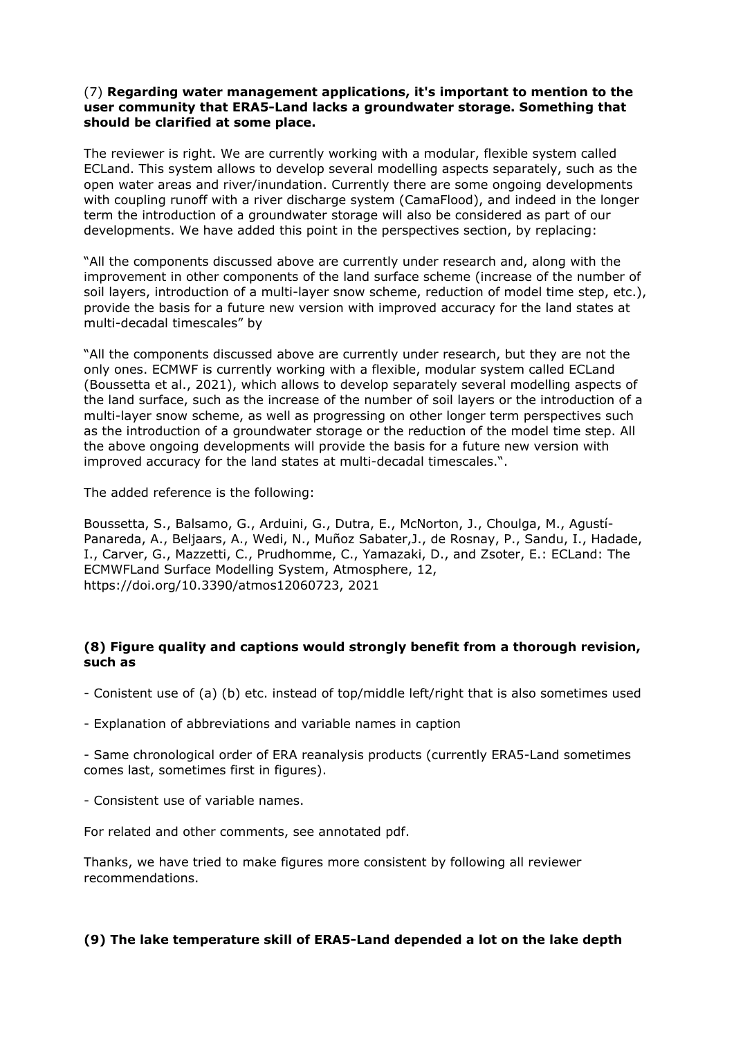(7) **Regarding water management applications, it's important to mention to the user community that ERA5-Land lacks a groundwater storage. Something that should be clarified at some place.**

The reviewer is right. We are currently working with a modular, flexible system called ECLand. This system allows to develop several modelling aspects separately, such as the open water areas and river/inundation. Currently there are some ongoing developments with coupling runoff with a river discharge system (CamaFlood), and indeed in the longer term the introduction of a groundwater storage will also be considered as part of our developments. We have added this point in the perspectives section, by replacing:

"All the components discussed above are currently under research and, along with the improvement in other components of the land surface scheme (increase of the number of soil layers, introduction of a multi-layer snow scheme, reduction of model time step, etc.), provide the basis for a future new version with improved accuracy for the land states at multi-decadal timescales" by

"All the components discussed above are currently under research, but they are not the only ones. ECMWF is currently working with a flexible, modular system called ECLand (Boussetta et al., 2021), which allows to develop separately several modelling aspects of the land surface, such as the increase of the number of soil layers or the introduction of a multi-layer snow scheme, as well as progressing on other longer term perspectives such as the introduction of a groundwater storage or the reduction of the model time step. All the above ongoing developments will provide the basis for a future new version with improved accuracy for the land states at multi-decadal timescales.".

The added reference is the following:

Boussetta, S., Balsamo, G., Arduini, G., Dutra, E., McNorton, J., Choulga, M., Agustí-Panareda, A., Beljaars, A., Wedi, N., Muñoz Sabater,J., de Rosnay, P., Sandu, I., Hadade, I., Carver, G., Mazzetti, C., Prudhomme, C., Yamazaki, D., and Zsoter, E.: ECLand: The ECMWFLand Surface Modelling System, Atmosphere, 12, https://doi.org/10.3390/atmos12060723, 2021

**(8) Figure quality and captions would strongly benefit from a thorough revision, such as**

- Conistent use of (a) (b) etc. instead of top/middle left/right that is also sometimes used

- Explanation of abbreviations and variable names in caption

- Same chronological order of ERA reanalysis products (currently ERA5-Land sometimes comes last, sometimes first in figures).

- Consistent use of variable names.

For related and other comments, see annotated pdf.

Thanks, we have tried to make figures more consistent by following all reviewer recommendations.

**(9) The lake temperature skill of ERA5-Land depended a lot on the lake depth**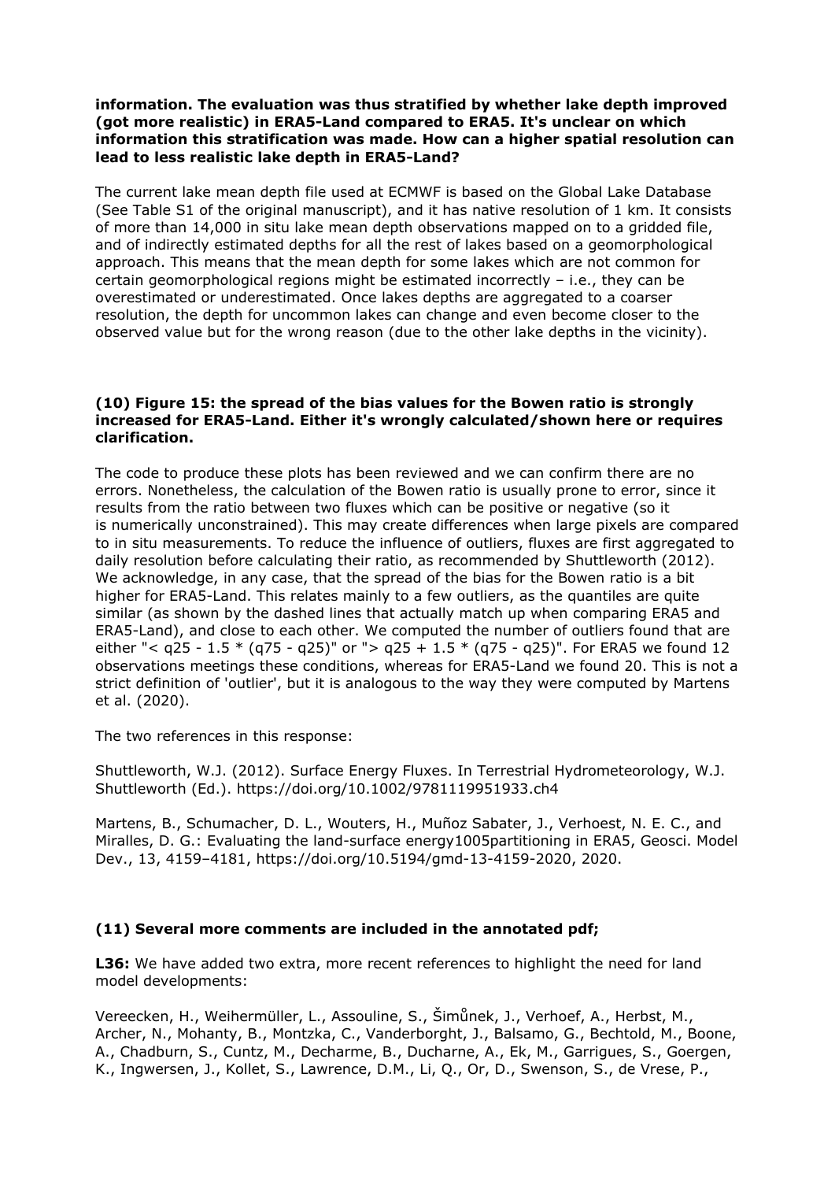**information. The evaluation was thus stratified by whether lake depth improved (got more realistic) in ERA5-Land compared to ERA5. It's unclear on which information this stratification was made. How can a higher spatial resolution can lead to less realistic lake depth in ERA5-Land?**

The current lake mean depth file used at ECMWF is based on the Global Lake Database (See Table S1 of the original manuscript), and it has native resolution of 1 km. It consists of more than 14,000 in situ lake mean depth observations mapped on to a gridded file, and of indirectly estimated depths for all the rest of lakes based on a geomorphological approach. This means that the mean depth for some lakes which are not common for certain geomorphological regions might be estimated incorrectly – i.e., they can be overestimated or underestimated. Once lakes depths are aggregated to a coarser resolution, the depth for uncommon lakes can change and even become closer to the observed value but for the wrong reason (due to the other lake depths in the vicinity).

**(10) Figure 15: the spread of the bias values for the Bowen ratio is strongly increased for ERA5-Land. Either it's wrongly calculated/shown here or requires clarification.**

The code to produce these plots has been reviewed and we can confirm there are no errors. Nonetheless, the calculation of the Bowen ratio is usually prone to error, since it results from the ratio between two fluxes which can be positive or negative (so it is numerically unconstrained). This may create differences when large pixels are compared to in situ measurements. To reduce the influence of outliers, fluxes are first aggregated to daily resolution before calculating their ratio, as recommended by Shuttleworth (2012). We acknowledge, in any case, that the spread of the bias for the Bowen ratio is a bit higher for ERA5-Land. This relates mainly to a few outliers, as the quantiles are quite similar (as shown by the dashed lines that actually match up when comparing ERA5 and ERA5-Land), and close to each other. We computed the number of outliers found that are either "< q25 - 1.5 * (q75 - q25)" or "> q25 + 1.5 * (q75 - q25)". For ERA5 we found 12 observations meetings these conditions, whereas for ERA5-Land we found 20. This is not a strict definition of 'outlier', but it is analogous to the way they were computed by Martens et al. (2020).

The two references in this response:

Shuttleworth, W.J. (2012). Surface Energy Fluxes. In Terrestrial Hydrometeorology, W.J. Shuttleworth (Ed.). https://doi.org/10.1002/9781119951933.ch4

Martens, B., Schumacher, D. L., Wouters, H., Muñoz Sabater, J., Verhoest, N. E. C., and Miralles, D. G.: Evaluating the land-surface energy1005partitioning in ERA5, Geosci. Model Dev., 13, 4159–4181, https://doi.org/10.5194/gmd-13-4159-2020, 2020.

**(11) Several more comments are included in the annotated pdf;**

**L36:** We have added two extra, more recent references to highlight the need for land model developments:

Vereecken, H., Weihermüller, L., Assouline, S., Šimůnek, J., Verhoef, A., Herbst, M., Archer, N., Mohanty, B., Montzka, C., Vanderborght, J., Balsamo, G., Bechtold, M., Boone, A., Chadburn, S., Cuntz, M., Decharme, B., Ducharne, A., Ek, M., Garrigues, S., Goergen, K., Ingwersen, J., Kollet, S., Lawrence, D.M., Li, Q., Or, D., Swenson, S., de Vrese, P.,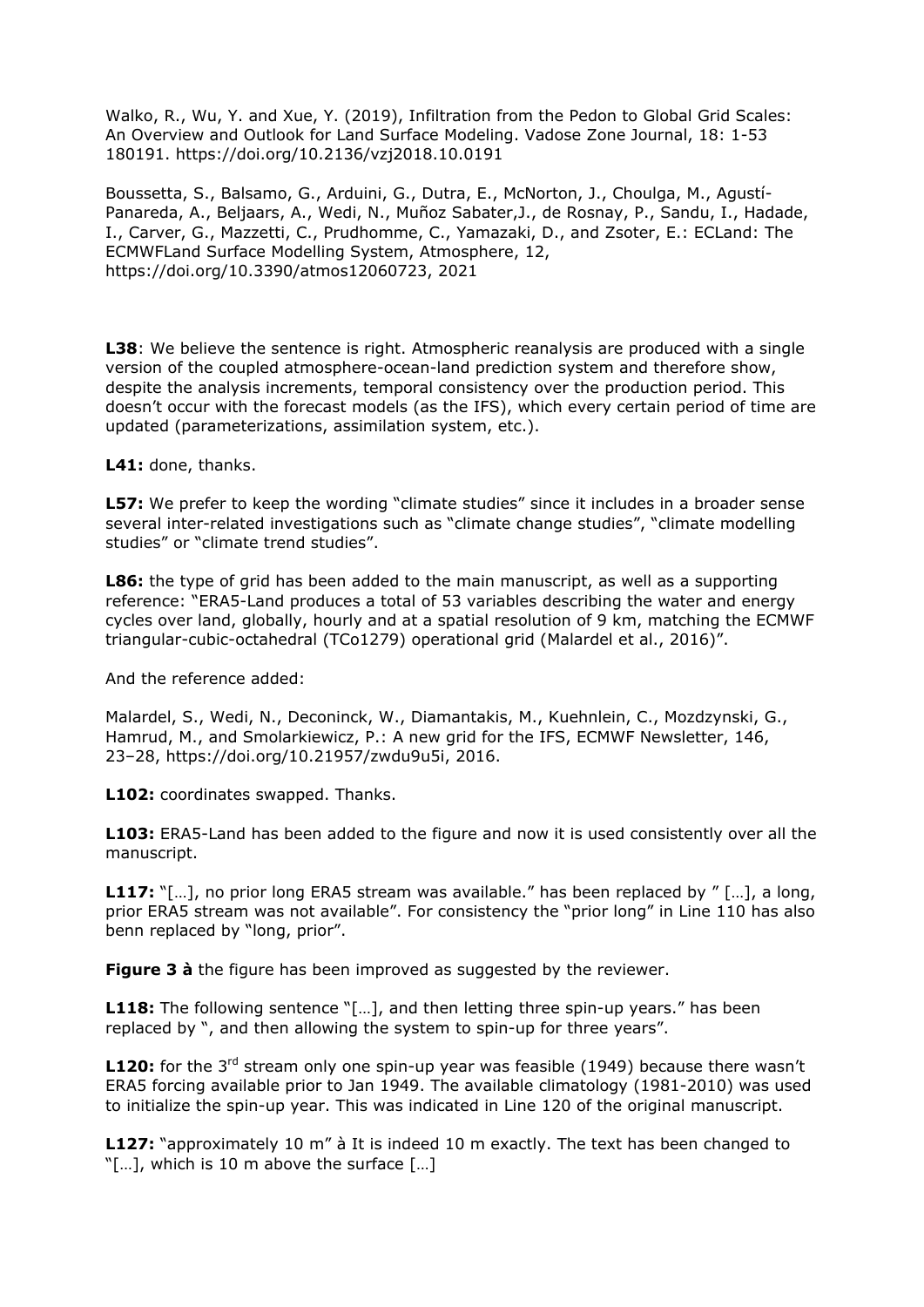Walko, R., Wu, Y. and Xue, Y. (2019), Infiltration from the Pedon to Global Grid Scales: An Overview and Outlook for Land Surface Modeling. Vadose Zone Journal, 18: 1-53 180191. https://doi.org/10.2136/vzj2018.10.0191

Boussetta, S., Balsamo, G., Arduini, G., Dutra, E., McNorton, J., Choulga, M., Agustí-Panareda, A., Beljaars, A., Wedi, N., Muñoz Sabater,J., de Rosnay, P., Sandu, I., Hadade, I., Carver, G., Mazzetti, C., Prudhomme, C., Yamazaki, D., and Zsoter, E.: ECLand: The ECMWFLand Surface Modelling System, Atmosphere, 12, https://doi.org/10.3390/atmos12060723, 2021

**L38**: We believe the sentence is right. Atmospheric reanalysis are produced with a single version of the coupled atmosphere-ocean-land prediction system and therefore show, despite the analysis increments, temporal consistency over the production period. This doesn't occur with the forecast models (as the IFS), which every certain period of time are updated (parameterizations, assimilation system, etc.).

**L41:** done, thanks.

**L57:** We prefer to keep the wording "climate studies" since it includes in a broader sense several inter-related investigations such as "climate change studies", "climate modelling studies" or "climate trend studies".

**L86:** the type of grid has been added to the main manuscript, as well as a supporting reference: "ERA5-Land produces a total of 53 variables describing the water and energy cycles over land, globally, hourly and at a spatial resolution of 9 km, matching the ECMWF triangular-cubic-octahedral (TCo1279) operational grid (Malardel et al., 2016)".

And the reference added:

Malardel, S., Wedi, N., Deconinck, W., Diamantakis, M., Kuehnlein, C., Mozdzynski, G., Hamrud, M., and Smolarkiewicz, P.: A new grid for the IFS, ECMWF Newsletter, 146, 23–28, https://doi.org/10.21957/zwdu9u5i, 2016.

**L102:** coordinates swapped. Thanks.

**L103:** ERA5-Land has been added to the figure and now it is used consistently over all the manuscript.

**L117:** "[…], no prior long ERA5 stream was available." has been replaced by " […], a long, prior ERA5 stream was not available". For consistency the "prior long" in Line 110 has also benn replaced by "long, prior".

**Figure 3 à** the figure has been improved as suggested by the reviewer.

**L118:** The following sentence "[…], and then letting three spin-up years." has been replaced by ", and then allowing the system to spin-up for three years".

**L120:** for the 3rd stream only one spin-up year was feasible (1949) because there wasn't ERA5 forcing available prior to Jan 1949. The available climatology (1981-2010) was used to initialize the spin-up year. This was indicated in Line 120 of the original manuscript.

**L127:** "approximately 10 m" à It is indeed 10 m exactly. The text has been changed to "[…], which is 10 m above the surface […]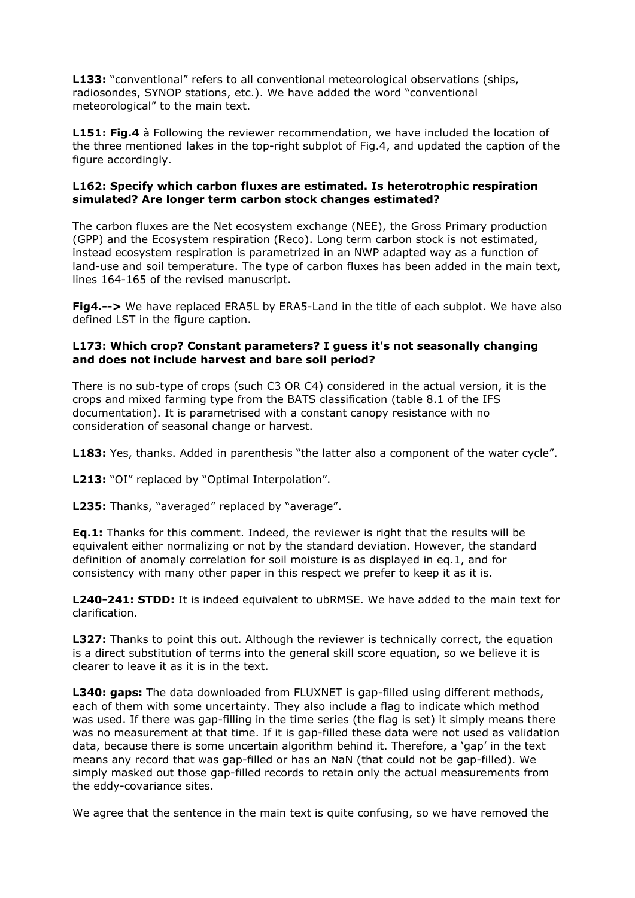**L133:** "conventional" refers to all conventional meteorological observations (ships, radiosondes, SYNOP stations, etc.). We have added the word "conventional meteorological" to the main text.

**L151: Fig.4** à Following the reviewer recommendation, we have included the location of the three mentioned lakes in the top-right subplot of Fig.4, and updated the caption of the figure accordingly.

**L162: Specify which carbon fluxes are estimated. Is heterotrophic respiration simulated? Are longer term carbon stock changes estimated?**

The carbon fluxes are the Net ecosystem exchange (NEE), the Gross Primary production (GPP) and the Ecosystem respiration (Reco). Long term carbon stock is not estimated, instead ecosystem respiration is parametrized in an NWP adapted way as a function of land-use and soil temperature. The type of carbon fluxes has been added in the main text, lines 164-165 of the revised manuscript.

**Fig4.-->** We have replaced ERA5L by ERA5-Land in the title of each subplot. We have also defined LST in the figure caption.

**L173: Which crop? Constant parameters? I guess it's not seasonally changing and does not include harvest and bare soil period?**

There is no sub-type of crops (such C3 OR C4) considered in the actual version, it is the crops and mixed farming type from the BATS classification (table 8.1 of the IFS documentation). It is parametrised with a constant canopy resistance with no consideration of seasonal change or harvest.

**L183:** Yes, thanks. Added in parenthesis "the latter also a component of the water cycle".

**L213:** "OI" replaced by "Optimal Interpolation".

**L235:** Thanks, "averaged" replaced by "average".

**Eq.1:** Thanks for this comment. Indeed, the reviewer is right that the results will be equivalent either normalizing or not by the standard deviation. However, the standard definition of anomaly correlation for soil moisture is as displayed in eq.1, and for consistency with many other paper in this respect we prefer to keep it as it is.

**L240-241: STDD:** It is indeed equivalent to ubRMSE. We have added to the main text for clarification.

**L327:** Thanks to point this out. Although the reviewer is technically correct, the equation is a direct substitution of terms into the general skill score equation, so we believe it is clearer to leave it as it is in the text.

**L340: gaps:** The data downloaded from FLUXNET is gap-filled using different methods, each of them with some uncertainty. They also include a flag to indicate which method was used. If there was gap-filling in the time series (the flag is set) it simply means there was no measurement at that time. If it is gap-filled these data were not used as validation data, because there is some uncertain algorithm behind it. Therefore, a 'gap' in the text means any record that was gap-filled or has an NaN (that could not be gap-filled). We simply masked out those gap-filled records to retain only the actual measurements from the eddy-covariance sites.

We agree that the sentence in the main text is quite confusing, so we have removed the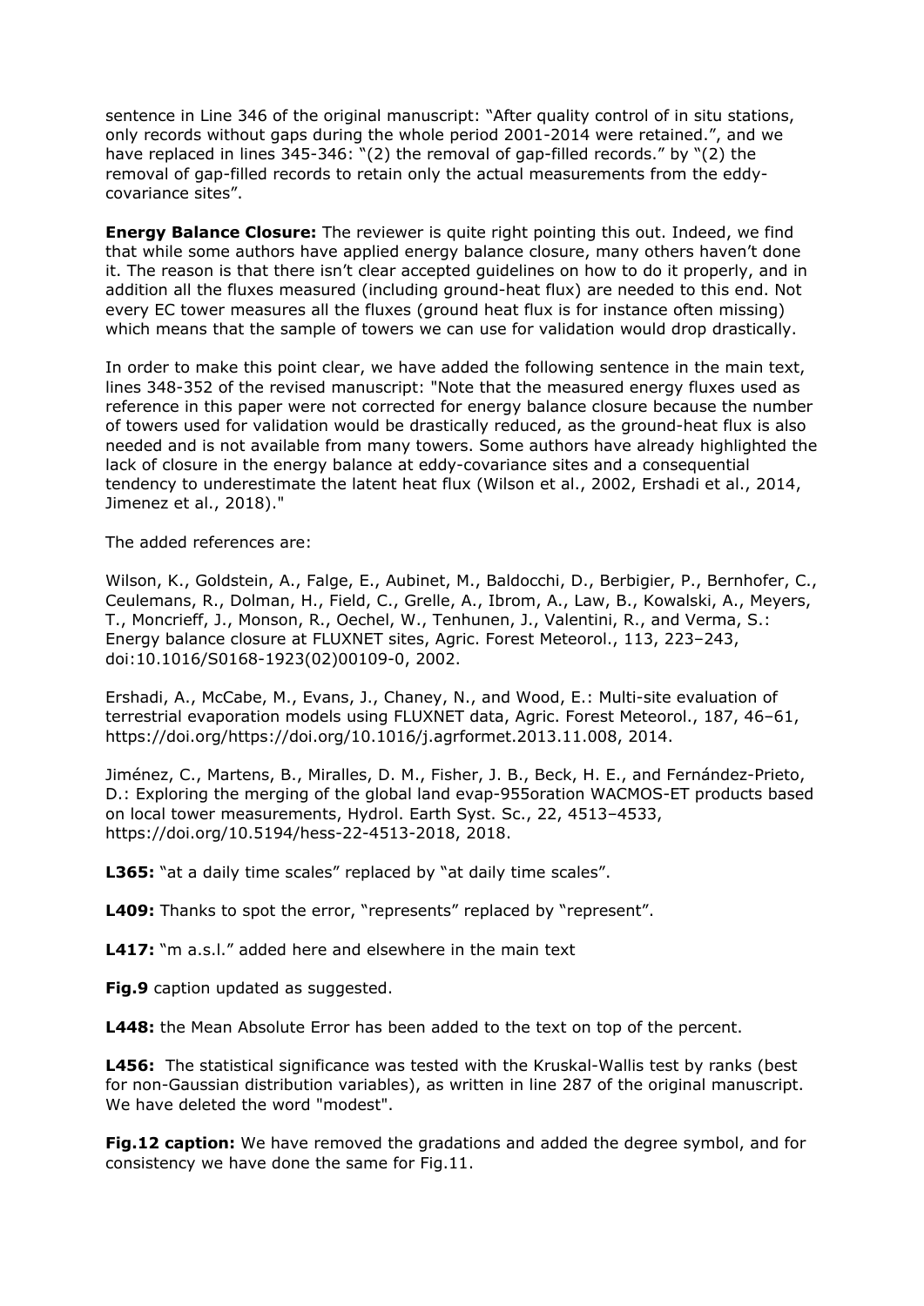sentence in Line 346 of the original manuscript: "After quality control of in situ stations, only records without gaps during the whole period 2001-2014 were retained.", and we have replaced in lines 345-346: "(2) the removal of gap-filled records." by "(2) the removal of gap-filled records to retain only the actual measurements from the eddy-covariance sites".

**Energy Balance Closure:** The reviewer is quite right pointing this out. Indeed, we find that while some authors have applied energy balance closure, many others haven't done it. The reason is that there isn't clear accepted guidelines on how to do it properly, and in addition all the fluxes measured (including ground-heat flux) are needed to this end. Not every EC tower measures all the fluxes (ground heat flux is for instance often missing) which means that the sample of towers we can use for validation would drop drastically.

In order to make this point clear, we have added the following sentence in the main text, lines 348-352 of the revised manuscript: "Note that the measured energy fluxes used as reference in this paper were not corrected for energy balance closure because the number of towers used for validation would be drastically reduced, as the ground-heat flux is also needed and is not available from many towers. Some authors have already highlighted the lack of closure in the energy balance at eddy-covariance sites and a consequential tendency to underestimate the latent heat flux (Wilson et al., 2002, Ershadi et al., 2014, Jimenez et al., 2018)."

The added references are:

Wilson, K., Goldstein, A., Falge, E., Aubinet, M., Baldocchi, D., Berbigier, P., Bernhofer, C., Ceulemans, R., Dolman, H., Field, C., Grelle, A., Ibrom, A., Law, B., Kowalski, A., Meyers, T., Moncrieff, J., Monson, R., Oechel, W., Tenhunen, J., Valentini, R., and Verma, S.: Energy balance closure at FLUXNET sites, Agric. Forest Meteorol., 113, 223–243, doi:10.1016/S0168-1923(02)00109-0, 2002.

Ershadi, A., McCabe, M., Evans, J., Chaney, N., and Wood, E.: Multi-site evaluation of terrestrial evaporation models using FLUXNET data, Agric. Forest Meteorol., 187, 46–61, https://doi.org/https://doi.org/10.1016/j.agrformet.2013.11.008, 2014.

Jiménez, C., Martens, B., Miralles, D. M., Fisher, J. B., Beck, H. E., and Fernández-Prieto, D.: Exploring the merging of the global land evap-955oration WACMOS-ET products based on local tower measurements, Hydrol. Earth Syst. Sc., 22, 4513–4533, https://doi.org/10.5194/hess-22-4513-2018, 2018.

**L365:** "at a daily time scales" replaced by "at daily time scales".

**L409:** Thanks to spot the error, "represents" replaced by "represent".

**L417:** "m a.s.l." added here and elsewhere in the main text

**Fig.9** caption updated as suggested.

**L448:** the Mean Absolute Error has been added to the text on top of the percent.

**L456:** The statistical significance was tested with the Kruskal-Wallis test by ranks (best for non-Gaussian distribution variables), as written in line 287 of the original manuscript. We have deleted the word "modest".

**Fig.12 caption:** We have removed the gradations and added the degree symbol, and for consistency we have done the same for Fig.11.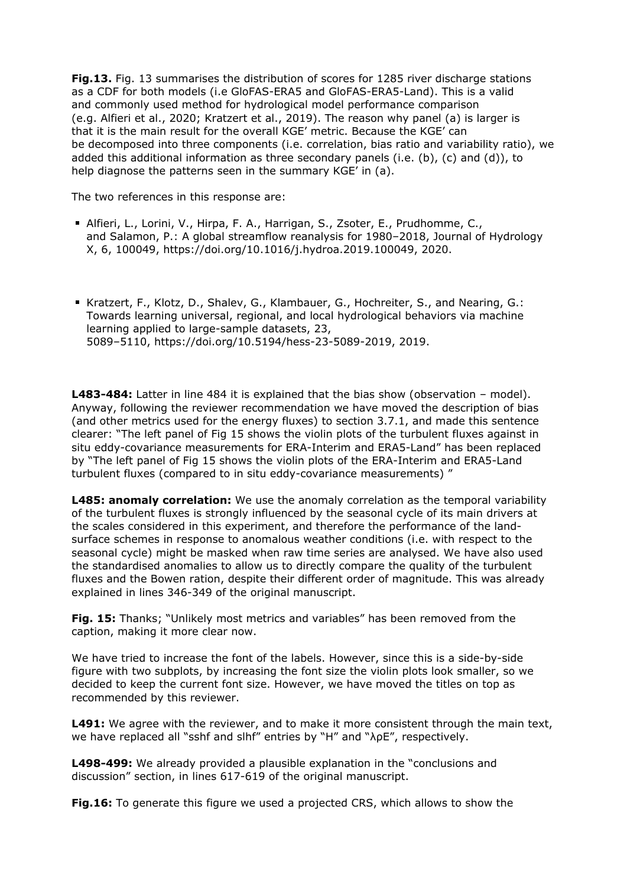**Fig.13.** Fig. 13 summarises the distribution of scores for 1285 river discharge stations as a CDF for both models (i.e GloFAS-ERA5 and GloFAS-ERA5-Land). This is a valid and commonly used method for hydrological model performance comparison (e.g. Alfieri et al., 2020; Kratzert et al., 2019). The reason why panel (a) is larger is that it is the main result for the overall KGE' metric. Because the KGE' can be decomposed into three components (i.e. correlation, bias ratio and variability ratio), we added this additional information as three secondary panels (i.e. (b), (c) and (d)), to help diagnose the patterns seen in the summary KGE' in (a).

The two references in this response are:

- Alfieri, L., Lorini, V., Hirpa, F. A., Harrigan, S., Zsoter, E., Prudhomme, C., and Salamon, P.: A global streamflow reanalysis for 1980–2018, Journal of Hydrology X, 6, 100049, https://doi.org/10.1016/j.hydroa.2019.100049, 2020.

- Kratzert, F., Klotz, D., Shalev, G., Klambauer, G., Hochreiter, S., and Nearing, G.: Towards learning universal, regional, and local hydrological behaviors via machine learning applied to large-sample datasets, 23, 5089–5110, https://doi.org/10.5194/hess-23-5089-2019, 2019.

**L483-484:** Latter in line 484 it is explained that the bias show (observation – model). Anyway, following the reviewer recommendation we have moved the description of bias (and other metrics used for the energy fluxes) to section 3.7.1, and made this sentence clearer: "The left panel of Fig 15 shows the violin plots of the turbulent fluxes against in situ eddy-covariance measurements for ERA-Interim and ERA5-Land" has been replaced by "The left panel of Fig 15 shows the violin plots of the ERA-Interim and ERA5-Land turbulent fluxes (compared to in situ eddy-covariance measurements) "

**L485: anomaly correlation:** We use the anomaly correlation as the temporal variability of the turbulent fluxes is strongly influenced by the seasonal cycle of its main drivers at the scales considered in this experiment, and therefore the performance of the land-surface schemes in response to anomalous weather conditions (i.e. with respect to the seasonal cycle) might be masked when raw time series are analysed. We have also used the standardised anomalies to allow us to directly compare the quality of the turbulent fluxes and the Bowen ration, despite their different order of magnitude. This was already explained in lines 346-349 of the original manuscript.

**Fig. 15:** Thanks; "Unlikely most metrics and variables" has been removed from the caption, making it more clear now.

We have tried to increase the font of the labels. However, since this is a side-by-side figure with two subplots, by increasing the font size the violin plots look smaller, so we decided to keep the current font size. However, we have moved the titles on top as recommended by this reviewer.

**L491:** We agree with the reviewer, and to make it more consistent through the main text, we have replaced all "sshf and slhf" entries by "H" and "λρE", respectively.

**L498-499:** We already provided a plausible explanation in the "conclusions and discussion" section, in lines 617-619 of the original manuscript.

**Fig.16:** To generate this figure we used a projected CRS, which allows to show the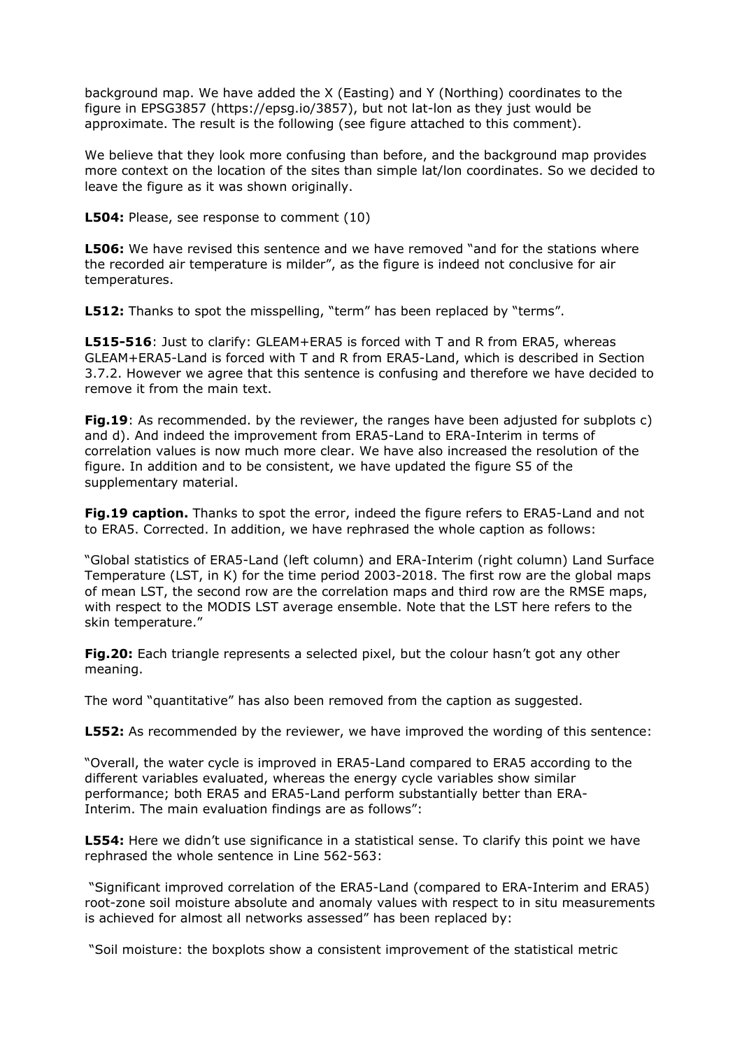background map. We have added the X (Easting) and Y (Northing) coordinates to the figure in EPSG3857 (https://epsg.io/3857), but not lat-lon as they just would be approximate. The result is the following (see figure attached to this comment).

We believe that they look more confusing than before, and the background map provides more context on the location of the sites than simple lat/lon coordinates. So we decided to leave the figure as it was shown originally.

**L504:** Please, see response to comment (10)

**L506:** We have revised this sentence and we have removed "and for the stations where the recorded air temperature is milder", as the figure is indeed not conclusive for air temperatures.

**L512:** Thanks to spot the misspelling, "term" has been replaced by "terms".

**L515-516**: Just to clarify: GLEAM+ERA5 is forced with T and R from ERA5, whereas GLEAM+ERA5-Land is forced with T and R from ERA5-Land, which is described in Section 3.7.2. However we agree that this sentence is confusing and therefore we have decided to remove it from the main text.

**Fig.19**: As recommended. by the reviewer, the ranges have been adjusted for subplots c) and d). And indeed the improvement from ERA5-Land to ERA-Interim in terms of correlation values is now much more clear. We have also increased the resolution of the figure. In addition and to be consistent, we have updated the figure S5 of the supplementary material.

**Fig.19 caption.** Thanks to spot the error, indeed the figure refers to ERA5-Land and not to ERA5. Corrected. In addition, we have rephrased the whole caption as follows:

"Global statistics of ERA5-Land (left column) and ERA-Interim (right column) Land Surface Temperature (LST, in K) for the time period 2003-2018. The first row are the global maps of mean LST, the second row are the correlation maps and third row are the RMSE maps, with respect to the MODIS LST average ensemble. Note that the LST here refers to the skin temperature."

**Fig.20:** Each triangle represents a selected pixel, but the colour hasn't got any other meaning.

The word "quantitative" has also been removed from the caption as suggested.

**L552:** As recommended by the reviewer, we have improved the wording of this sentence:

"Overall, the water cycle is improved in ERA5-Land compared to ERA5 according to the different variables evaluated, whereas the energy cycle variables show similar performance; both ERA5 and ERA5-Land perform substantially better than ERA-Interim. The main evaluation findings are as follows":

**L554:** Here we didn't use significance in a statistical sense. To clarify this point we have rephrased the whole sentence in Line 562-563:

"Significant improved correlation of the ERA5-Land (compared to ERA-Interim and ERA5) root-zone soil moisture absolute and anomaly values with respect to in situ measurements is achieved for almost all networks assessed" has been replaced by:

"Soil moisture: the boxplots show a consistent improvement of the statistical metric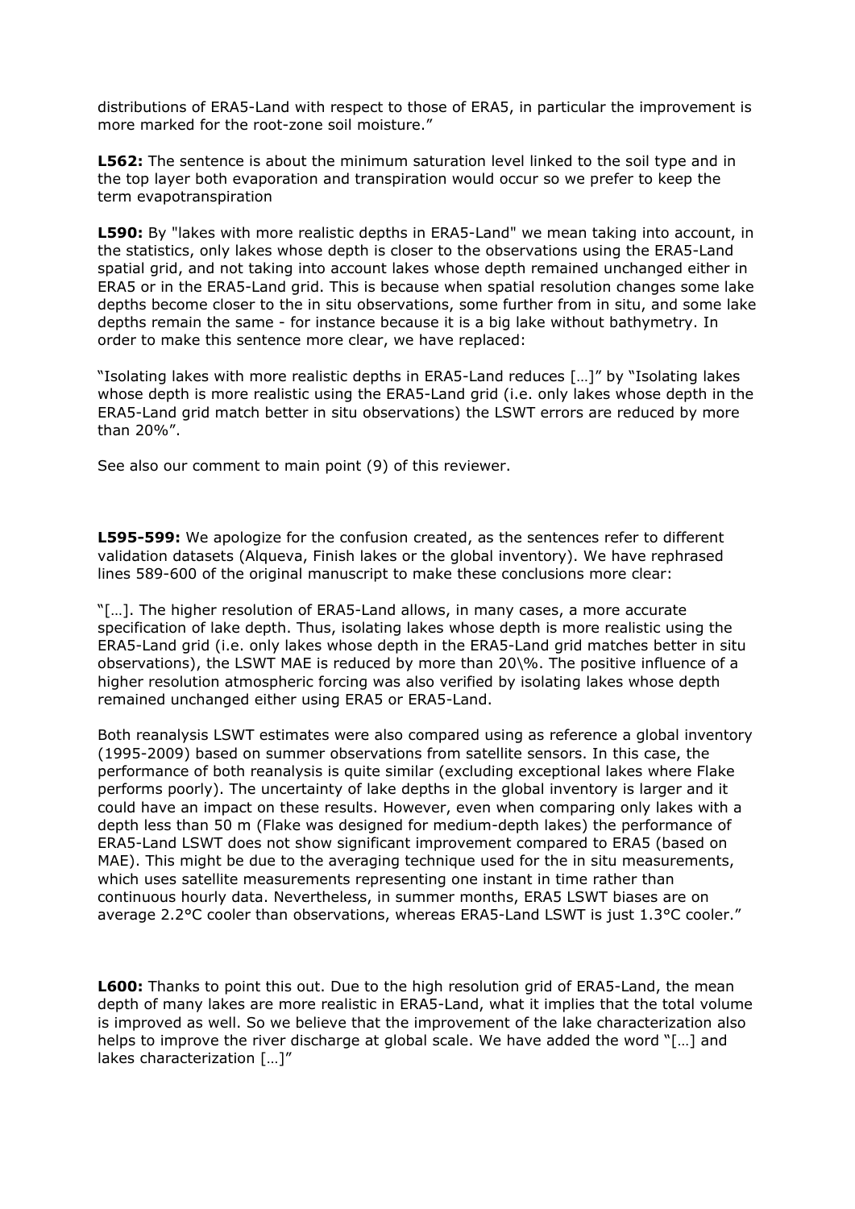distributions of ERA5-Land with respect to those of ERA5, in particular the improvement is more marked for the root-zone soil moisture."

**L562:** The sentence is about the minimum saturation level linked to the soil type and in the top layer both evaporation and transpiration would occur so we prefer to keep the term evapotranspiration

**L590:** By "lakes with more realistic depths in ERA5-Land" we mean taking into account, in the statistics, only lakes whose depth is closer to the observations using the ERA5-Land spatial grid, and not taking into account lakes whose depth remained unchanged either in ERA5 or in the ERA5-Land grid. This is because when spatial resolution changes some lake depths become closer to the in situ observations, some further from in situ, and some lake depths remain the same - for instance because it is a big lake without bathymetry. In order to make this sentence more clear, we have replaced:

"Isolating lakes with more realistic depths in ERA5-Land reduces […]" by "Isolating lakes whose depth is more realistic using the ERA5-Land grid (i.e. only lakes whose depth in the ERA5-Land grid match better in situ observations) the LSWT errors are reduced by more than 20%".

See also our comment to main point (9) of this reviewer.

**L595-599:** We apologize for the confusion created, as the sentences refer to different validation datasets (Alqueva, Finish lakes or the global inventory). We have rephrased lines 589-600 of the original manuscript to make these conclusions more clear:

"[…]. The higher resolution of ERA5-Land allows, in many cases, a more accurate specification of lake depth. Thus, isolating lakes whose depth is more realistic using the ERA5-Land grid (i.e. only lakes whose depth in the ERA5-Land grid matches better in situ observations), the LSWT MAE is reduced by more than 20\%. The positive influence of a higher resolution atmospheric forcing was also verified by isolating lakes whose depth remained unchanged either using ERA5 or ERA5-Land.

Both reanalysis LSWT estimates were also compared using as reference a global inventory (1995-2009) based on summer observations from satellite sensors. In this case, the performance of both reanalysis is quite similar (excluding exceptional lakes where Flake performs poorly). The uncertainty of lake depths in the global inventory is larger and it could have an impact on these results. However, even when comparing only lakes with a depth less than 50 m (Flake was designed for medium-depth lakes) the performance of ERA5-Land LSWT does not show significant improvement compared to ERA5 (based on MAE). This might be due to the averaging technique used for the in situ measurements, which uses satellite measurements representing one instant in time rather than continuous hourly data. Nevertheless, in summer months, ERA5 LSWT biases are on average 2.2°C cooler than observations, whereas ERA5-Land LSWT is just 1.3°C cooler."

**L600:** Thanks to point this out. Due to the high resolution grid of ERA5-Land, the mean depth of many lakes are more realistic in ERA5-Land, what it implies that the total volume is improved as well. So we believe that the improvement of the lake characterization also helps to improve the river discharge at global scale. We have added the word "[…] and lakes characterization […]"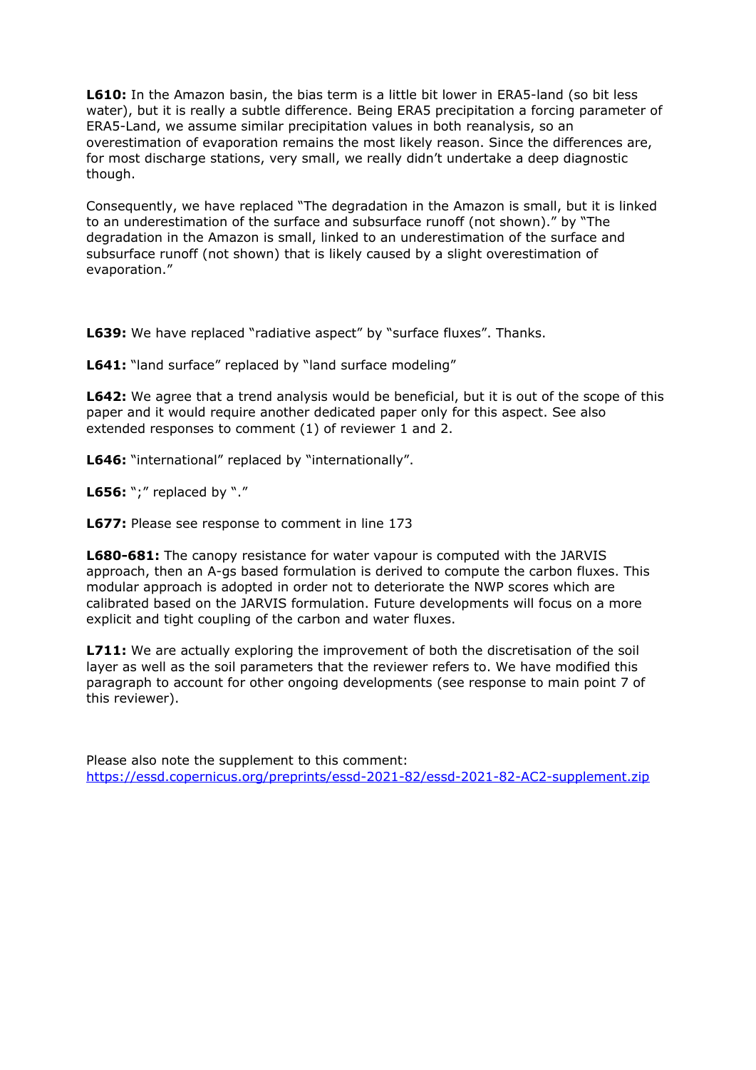**L610:** In the Amazon basin, the bias term is a little bit lower in ERA5-land (so bit less water), but it is really a subtle difference. Being ERA5 precipitation a forcing parameter of ERA5-Land, we assume similar precipitation values in both reanalysis, so an overestimation of evaporation remains the most likely reason. Since the differences are, for most discharge stations, very small, we really didn't undertake a deep diagnostic though.

Consequently, we have replaced "The degradation in the Amazon is small, but it is linked to an underestimation of the surface and subsurface runoff (not shown)." by "The degradation in the Amazon is small, linked to an underestimation of the surface and subsurface runoff (not shown) that is likely caused by a slight overestimation of evaporation."

**L639:** We have replaced "radiative aspect" by "surface fluxes". Thanks.

**L641:** "land surface" replaced by "land surface modeling"

**L642:** We agree that a trend analysis would be beneficial, but it is out of the scope of this paper and it would require another dedicated paper only for this aspect. See also extended responses to comment (1) of reviewer 1 and 2.

**L646:** "international" replaced by "internationally".

**L656:** ";" replaced by "."

**L677:** Please see response to comment in line 173

**L680-681:** The canopy resistance for water vapour is computed with the JARVIS approach, then an A-gs based formulation is derived to compute the carbon fluxes. This modular approach is adopted in order not to deteriorate the NWP scores which are calibrated based on the JARVIS formulation. Future developments will focus on a more explicit and tight coupling of the carbon and water fluxes.

**L711:** We are actually exploring the improvement of both the discretisation of the soil layer as well as the soil parameters that the reviewer refers to. We have modified this paragraph to account for other ongoing developments (see response to main point 7 of this reviewer).

Please also note the supplement to this comment:
https://essd.copernicus.org/preprints/essd-2021-82/essd-2021-82-AC2-supplement.zip